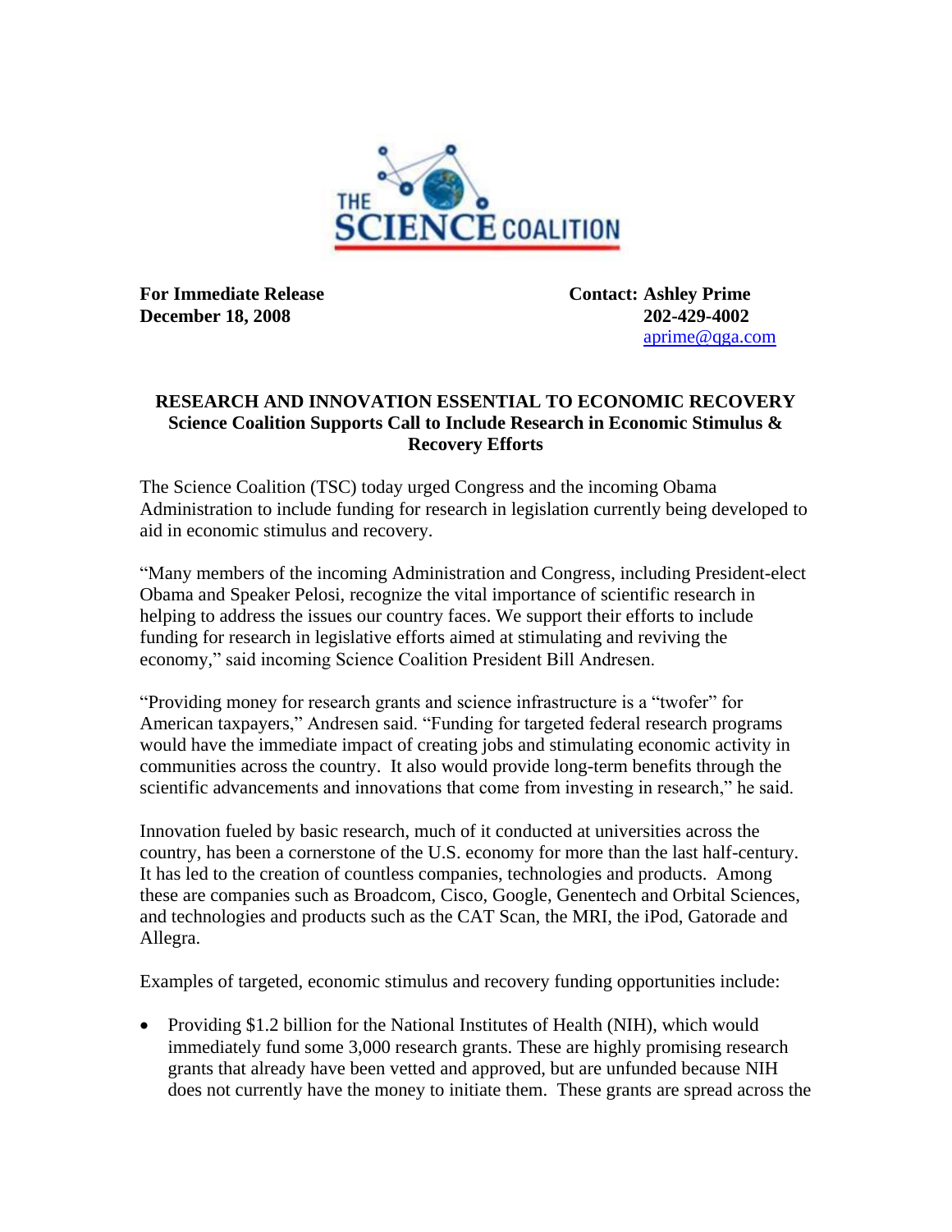**For Immediate Release**
**December 18, 2008**

**Contact: Ashley Prime**
**202-429-4002**
aprime@qga.com

# RESEARCH AND INNOVATION ESSENTIAL TO ECONOMIC RECOVERY

## Science Coalition Supports Call to Include Research in Economic Stimulus & Recovery Efforts

The Science Coalition (TSC) today urged Congress and the incoming Obama Administration to include funding for research in legislation currently being developed to aid in economic stimulus and recovery.

"Many members of the incoming Administration and Congress, including President-elect Obama and Speaker Pelosi, recognize the vital importance of scientific research in helping to address the issues our country faces. We support their efforts to include funding for research in legislative efforts aimed at stimulating and reviving the economy," said incoming Science Coalition President Bill Andresen.

"Providing money for research grants and science infrastructure is a "twofer" for American taxpayers," Andresen said. "Funding for targeted federal research programs would have the immediate impact of creating jobs and stimulating economic activity in communities across the country. It also would provide long-term benefits through the scientific advancements and innovations that come from investing in research," he said.

Innovation fueled by basic research, much of it conducted at universities across the country, has been a cornerstone of the U.S. economy for more than the last half-century. It has led to the creation of countless companies, technologies and products. Among these are companies such as Broadcom, Cisco, Google, Genentech and Orbital Sciences, and technologies and products such as the CAT Scan, the MRI, the iPod, Gatorade and Allegra.

Examples of targeted, economic stimulus and recovery funding opportunities include:

- Providing $1.2 billion for the National Institutes of Health (NIH), which would immediately fund some 3,000 research grants. These are highly promising research grants that already have been vetted and approved, but are unfunded because NIH does not currently have the money to initiate them. These grants are spread across the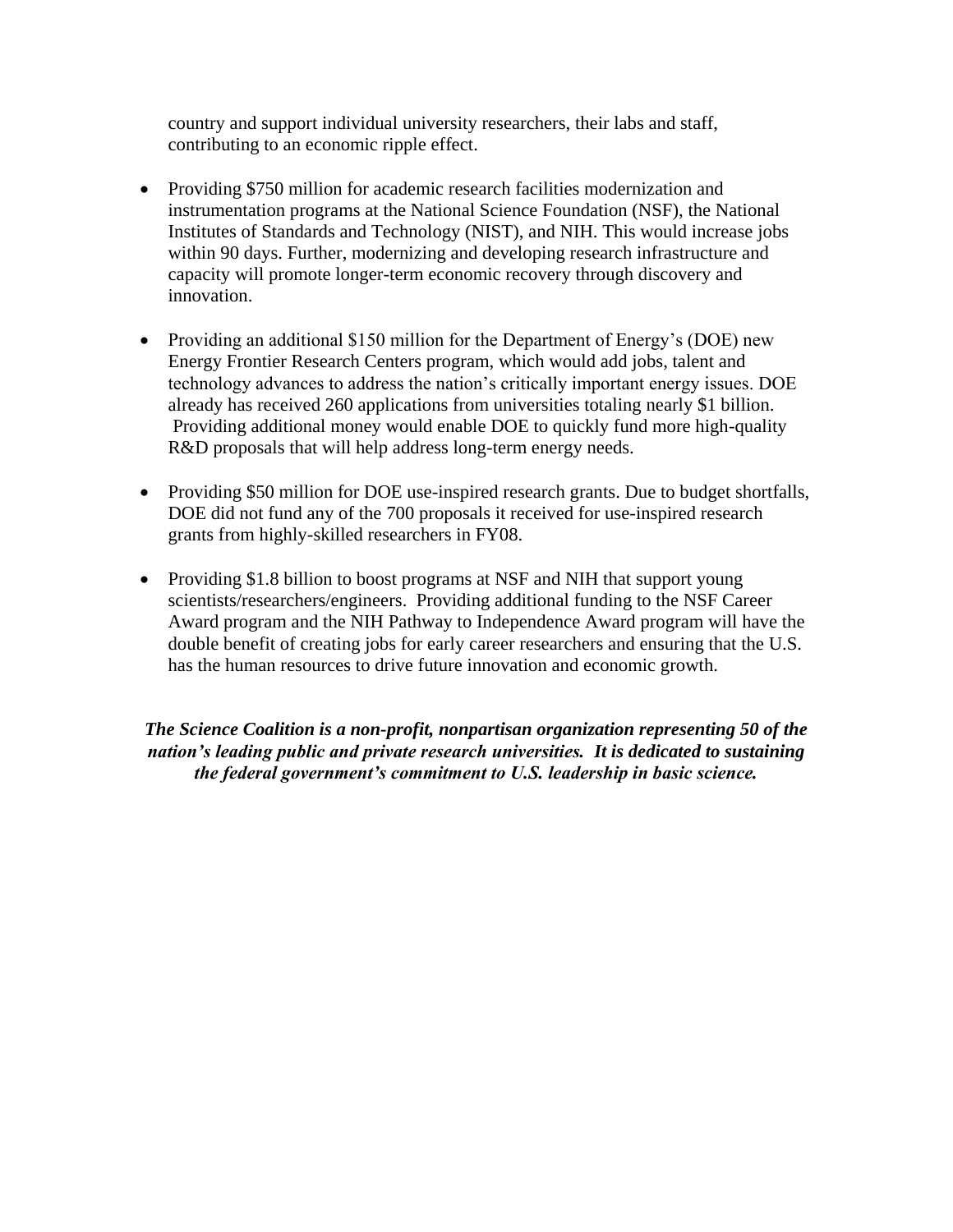country and support individual university researchers, their labs and staff, contributing to an economic ripple effect.

- Providing $750 million for academic research facilities modernization and instrumentation programs at the National Science Foundation (NSF), the National Institutes of Standards and Technology (NIST), and NIH. This would increase jobs within 90 days. Further, modernizing and developing research infrastructure and capacity will promote longer-term economic recovery through discovery and innovation.

- Providing an additional $150 million for the Department of Energy's (DOE) new Energy Frontier Research Centers program, which would add jobs, talent and technology advances to address the nation's critically important energy issues. DOE already has received 260 applications from universities totaling nearly $1 billion. Providing additional money would enable DOE to quickly fund more high-quality R&D proposals that will help address long-term energy needs.

- Providing $50 million for DOE use-inspired research grants. Due to budget shortfalls, DOE did not fund any of the 700 proposals it received for use-inspired research grants from highly-skilled researchers in FY08.

- Providing $1.8 billion to boost programs at NSF and NIH that support young scientists/researchers/engineers. Providing additional funding to the NSF Career Award program and the NIH Pathway to Independence Award program will have the double benefit of creating jobs for early career researchers and ensuring that the U.S. has the human resources to drive future innovation and economic growth.

***The Science Coalition is a non-profit, nonpartisan organization representing 50 of the nation's leading public and private research universities. It is dedicated to sustaining the federal government's commitment to U.S. leadership in basic science.***